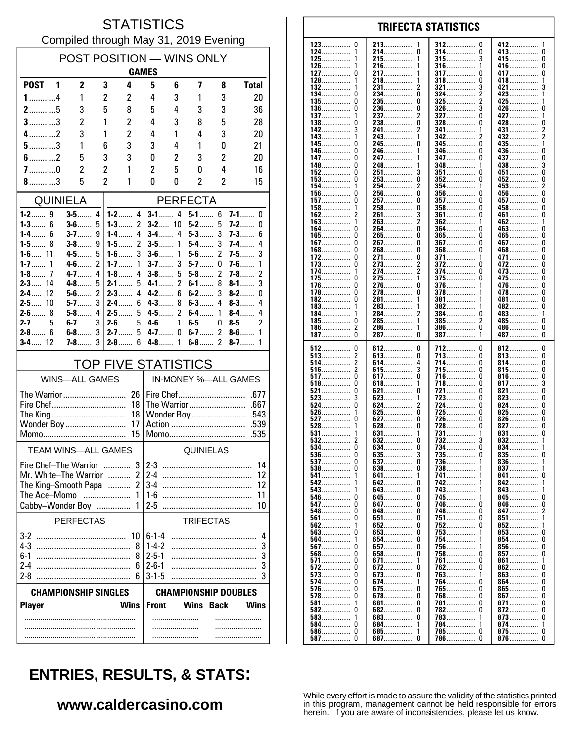# STATISTICS

Compiled through May 31, 2019 Evening

## POST POSITION — WINS ONLY

| POST | GAMES 1 | 2 | 3 | 4 | 5 | 6 | 7 | 8 | Total |
|---|---|---|---|---|---|---|---|---|---|
| 1 | 4 | 1 | 2 | 2 | 4 | 3 | 1 | 3 | 20 |
| 2 | 5 | 3 | 5 | 8 | 5 | 4 | 3 | 3 | 36 |
| 3 | 3 | 2 | 1 | 2 | 4 | 3 | 8 | 5 | 28 |
| 4 | 2 | 3 | 1 | 2 | 4 | 1 | 4 | 3 | 20 |
| 5 | 3 | 1 | 6 | 3 | 3 | 4 | 1 | 0 | 21 |
| 6 | 2 | 5 | 3 | 3 | 0 | 2 | 3 | 2 | 20 |
| 7 | 0 | 2 | 2 | 1 | 2 | 5 | 0 | 4 | 16 |
| 8 | 3 | 5 | 2 | 1 | 0 | 0 | 2 | 2 | 15 |

## QUINIELA

| | | | |
|---|---|---|---|
| 1-2 | 9 | 3-5 | 4 |
| 1-3 | 6 | 3-6 | 5 |
| 1-4 | 6 | 3-7 | 9 |
| 1-5 | 8 | 3-8 | 9 |
| 1-6 | 11 | 4-5 | 5 |
| 1-7 | 1 | 4-6 | 2 |
| 1-8 | 7 | 4-7 | 4 |
| 2-3 | 14 | 4-8 | 5 |
| 2-4 | 12 | 5-6 | 2 |
| 2-5 | 10 | 5-7 | 3 |
| 2-6 | 8 | 5-8 | 4 |
| 2-7 | 5 | 6-7 | 3 |
| 2-8 | 6 | 6-8 | 3 |
| 3-4 | 12 | 7-8 | 3 |

## PERFECTA

| | | | | | | | |
|---|---|---|---|---|---|---|---|
| 1-2 | 4 | 3-1 | 4 | 5-1 | 6 | 7-1 | 0 |
| 1-3 | 2 | 3-2 | 10 | 5-2 | 5 | 7-2 | 0 |
| 1-4 | 4 | 3-4 | 4 | 5-3 | 3 | 7-3 | 6 |
| 1-5 | 2 | 3-5 | 1 | 5-4 | 3 | 7-4 | 4 |
| 1-6 | 3 | 3-6 | 1 | 5-6 | 2 | 7-5 | 3 |
| 1-7 | 1 | 3-7 | 3 | 5-7 | 0 | 7-6 | 1 |
| 1-8 | 4 | 3-8 | 5 | 5-8 | 2 | 7-8 | 2 |
| 2-1 | 5 | 4-1 | 2 | 6-1 | 8 | 8-1 | 3 |
| 2-3 | 4 | 4-2 | 6 | 6-2 | 3 | 8-2 | 0 |
| 2-4 | 6 | 4-3 | 8 | 6-3 | 4 | 8-3 | 4 |
| 2-5 | 5 | 4-5 | 2 | 6-4 | 1 | 8-4 | 4 |
| 2-6 | 5 | 4-6 | 1 | 6-5 | 0 | 8-5 | 2 |
| 2-7 | 5 | 4-7 | 0 | 6-7 | 2 | 8-6 | 1 |
| 2-8 | 6 | 4-8 | 1 | 6-8 | 2 | 8-7 | 1 |

## TOP FIVE STATISTICS

| WINS—ALL GAMES | | IN-MONEY %—ALL GAMES | |
|---|---|---|---|
| The Warrior | 26 | Fire Chef | .677 |
| Fire Chef | 18 | The Warrior | .667 |
| The King | 18 | Wonder Boy | .543 |
| Wonder Boy | 17 | Action | .539 |
| Momo | 15 | Momo | .535 |

| TEAM WINS—ALL GAMES | | QUINIELAS | |
|---|---|---|---|
| Fire Chef–The Warrior | 3 | 2-3 | 14 |
| Mr. White–The Warrior | 2 | 2-4 | 12 |
| The King–Smooth Papa | 2 | 3-4 | 12 |
| The Ace–Momo | 1 | 1-6 | 11 |
| Cabby–Wonder Boy | 1 | 2-5 | 10 |

| PERFECTAS | | TRIFECTAS | |
|---|---|---|---|
| 3-2 | 10 | 6-1-4 | 4 |
| 4-3 | 8 | 1-4-2 | 3 |
| 6-1 | 8 | 2-5-1 | 3 |
| 2-4 | 6 | 2-6-1 | 3 |
| 2-8 | 6 | 3-1-5 | 3 |

| CHAMPIONSHIP SINGLES | | CHAMPIONSHIP DOUBLES | | | |
|---|---|---|---|---|---|
| Player | Wins | Front | Wins | Back | Wins |
| | | | | | |
| | | | | | |
| | | | | | |

## TRIFECTA STATISTICS

| | | | | | | | |
|---|---|---|---|---|---|---|---|
| 123 | 0 | 213 | 1 | 312 | 0 | 412 | 1 |
| 124 | 1 | 214 | 0 | 314 | 0 | 413 | 0 |
| 125 | 1 | 215 | 1 | 315 | 3 | 415 | 0 |
| 126 | 1 | 216 | 1 | 316 | 1 | 416 | 0 |
| 127 | 0 | 217 | 1 | 317 | 0 | 417 | 0 |
| 128 | 1 | 218 | 1 | 318 | 0 | 418 | 1 |
| 132 | 1 | 231 | 2 | 321 | 3 | 421 | 3 |
| 134 | 0 | 234 | 0 | 324 | 2 | 423 | 1 |
| 135 | 0 | 235 | 0 | 325 | 2 | 425 | 1 |
| 136 | 0 | 236 | 0 | 326 | 3 | 426 | 0 |
| 137 | 1 | 237 | 2 | 327 | 0 | 427 | 1 |
| 138 | 0 | 238 | 0 | 328 | 0 | 428 | 0 |
| 142 | 3 | 241 | 2 | 341 | 1 | 431 | 2 |
| 143 | 1 | 243 | 1 | 342 | 2 | 432 | 2 |
| 145 | 0 | 245 | 0 | 345 | 0 | 435 | 1 |
| 146 | 0 | 246 | 1 | 346 | 0 | 436 | 0 |
| 147 | 0 | 247 | 1 | 347 | 0 | 437 | 0 |
| 148 | 0 | 248 | 1 | 348 | 1 | 438 | 3 |
| 152 | 0 | 251 | 3 | 351 | 0 | 451 | 0 |
| 153 | 0 | 253 | 0 | 352 | 0 | 452 | 0 |
| 154 | 1 | 254 | 2 | 354 | 1 | 453 | 2 |
| 156 | 0 | 256 | 0 | 356 | 0 | 456 | 0 |
| 157 | 0 | 257 | 0 | 357 | 0 | 457 | 0 |
| 158 | 1 | 258 | 0 | 358 | 0 | 458 | 0 |
| 162 | 2 | 261 | 3 | 361 | 0 | 461 | 0 |
| 163 | 1 | 263 | 2 | 362 | 1 | 462 | 1 |
| 164 | 0 | 264 | 0 | 364 | 0 | 463 | 0 |
| 165 | 0 | 265 | 0 | 365 | 0 | 465 | 0 |
| 167 | 0 | 267 | 0 | 367 | 0 | 467 | 0 |
| 168 | 0 | 268 | 0 | 368 | 0 | 468 | 0 |
| 172 | 0 | 271 | 0 | 371 | 1 | 471 | 0 |
| 173 | 0 | 273 | 2 | 372 | 0 | 472 | 0 |
| 174 | 1 | 274 | 2 | 374 | 0 | 473 | 0 |
| 175 | 0 | 275 | 1 | 375 | 0 | 475 | 0 |
| 176 | 0 | 276 | 0 | 376 | 1 | 476 | 0 |
| 178 | 0 | 278 | 0 | 378 | 1 | 478 | 0 |
| 182 | 0 | 281 | 1 | 381 | 1 | 481 | 0 |
| 183 | 1 | 283 | 1 | 382 | 1 | 482 | 0 |
| 184 | 1 | 284 | 2 | 384 | 0 | 483 | 1 |
| 185 | 0 | 285 | 1 | 385 | 2 | 485 | 0 |
| 186 | 2 | 286 | 1 | 386 | 0 | 486 | 0 |
| 187 | 0 | 287 | 0 | 387 | 1 | 487 | 0 |
| 512 | 0 | 612 | 0 | 712 | 0 | 812 | 0 |
| 513 | 2 | 613 | 0 | 713 | 0 | 813 | 0 |
| 514 | 2 | 614 | 4 | 714 | 0 | 814 | 0 |
| 516 | 2 | 615 | 3 | 715 | 0 | 815 | 0 |
| 517 | 0 | 617 | 0 | 716 | 0 | 816 | 0 |
| 518 | 0 | 618 | 1 | 718 | 0 | 817 | 3 |
| 521 | 0 | 621 | 0 | 721 | 0 | 821 | 0 |
| 523 | 3 | 623 | 1 | 723 | 0 | 823 | 0 |
| 524 | 0 | 624 | 2 | 724 | 0 | 824 | 0 |
| 526 | 1 | 625 | 0 | 725 | 0 | 825 | 0 |
| 527 | 0 | 627 | 0 | 726 | 0 | 826 | 0 |
| 528 | 1 | 628 | 0 | 728 | 0 | 827 | 0 |
| 531 | 1 | 631 | 1 | 731 | 1 | 831 | 0 |
| 532 | 2 | 632 | 0 | 732 | 3 | 832 | 1 |
| 534 | 0 | 634 | 0 | 734 | 0 | 834 | 1 |
| 536 | 0 | 635 | 3 | 735 | 0 | 835 | 0 |
| 537 | 0 | 637 | 0 | 736 | 1 | 836 | 1 |
| 538 | 0 | 638 | 0 | 738 | 1 | 837 | 1 |
| 541 | 1 | 641 | 1 | 741 | 1 | 841 | 0 |
| 542 | 1 | 642 | 0 | 742 | 1 | 842 | 1 |
| 543 | 1 | 643 | 0 | 743 | 1 | 843 | 1 |
| 546 | 0 | 645 | 0 | 745 | 1 | 845 | 0 |
| 547 | 0 | 647 | 0 | 746 | 0 | 846 | 0 |
| 548 | 0 | 648 | 0 | 748 | 0 | 847 | 2 |
| 561 | 0 | 651 | 0 | 751 | 0 | 851 | 1 |
| 562 | 1 | 652 | 0 | 752 | 0 | 852 | 1 |
| 563 | 0 | 653 | 0 | 753 | 1 | 853 | 0 |
| 564 | 1 | 654 | 0 | 754 | 1 | 854 | 0 |
| 567 | 0 | 657 | 0 | 756 | 1 | 856 | 0 |
| 568 | 0 | 658 | 0 | 758 | 0 | 857 | 0 |
| 571 | 0 | 671 | 1 | 761 | 0 | 861 | 1 |
| 572 | 0 | 672 | 0 | 762 | 0 | 862 | 0 |
| 573 | 0 | 673 | 0 | 763 | 1 | 863 | 0 |
| 574 | 0 | 674 | 1 | 764 | 0 | 864 | 0 |
| 576 | 0 | 675 | 0 | 765 | 0 | 865 | 0 |
| 578 | 0 | 678 | 0 | 768 | 0 | 867 | 0 |
| 581 | 1 | 681 | 0 | 781 | 0 | 871 | 0 |
| 582 | 0 | 682 | 0 | 782 | 0 | 872 | 0 |
| 583 | 1 | 683 | 0 | 783 | 1 | 873 | 0 |
| 584 | 0 | 684 | 1 | 784 | 1 | 874 | 1 |
| 586 | 0 | 685 | 1 | 785 | 0 | 875 | 0 |
| 587 | 0 | 687 | 0 | 786 | 0 | 876 | 0 |

## ENTRIES, RESULTS, & STATS:

**www.caldercasino.com**

While every effort is made to assure the validity of the statistics printed in this program, management cannot be held responsible for errors herein. If you are aware of inconsistencies, please let us know.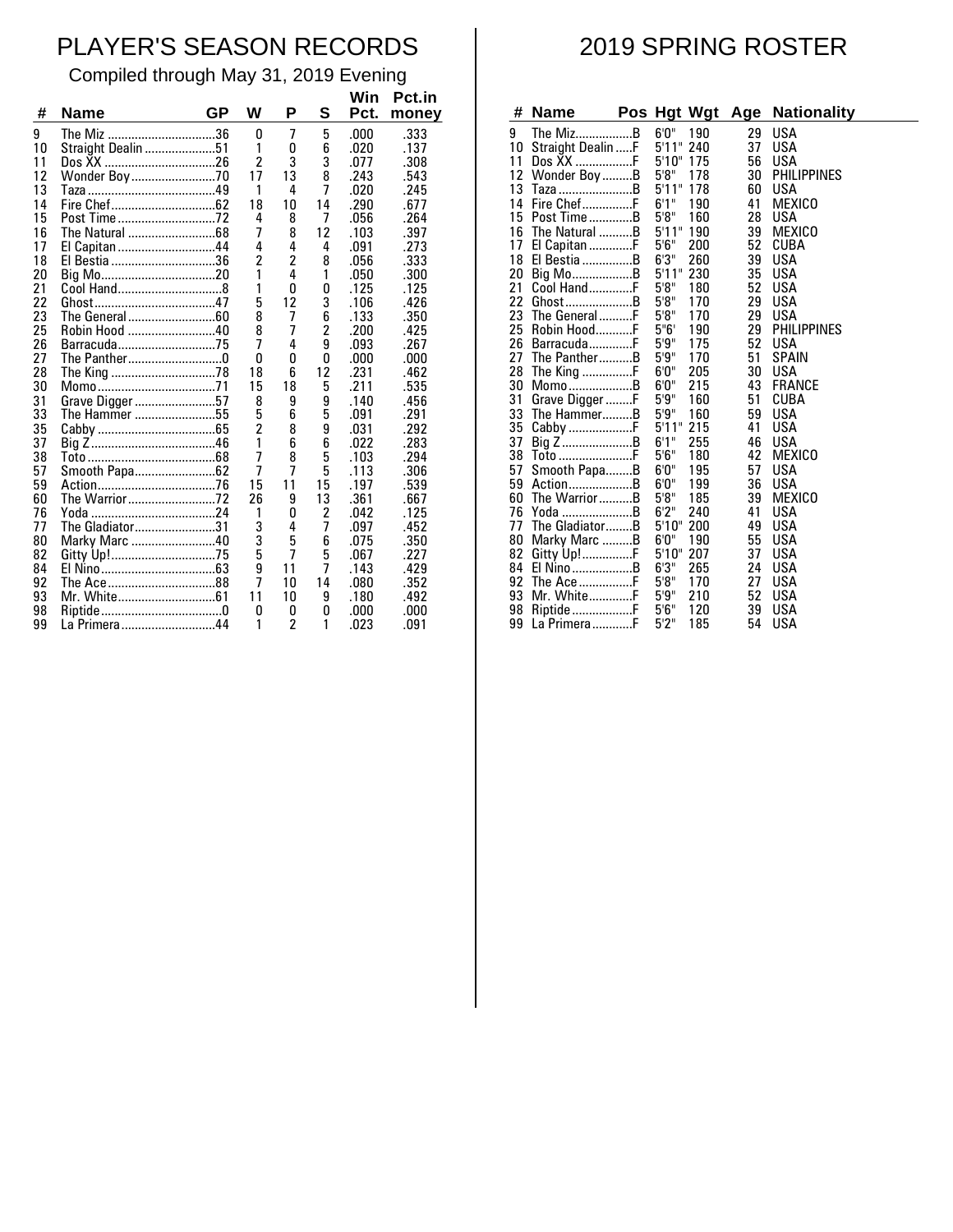# PLAYER'S SEASON RECORDS

Compiled through May 31, 2019 Evening

| # | Name | GP | W | P | S | Win Pct. | Pct.in money |
|---|---|---|---|---|---|---|---|
| 9 | The Miz | 36 | 0 | 7 | 5 | .000 | .333 |
| 10 | Straight Dealin | 51 | 1 | 0 | 6 | .020 | .137 |
| 11 | Dos XX | 26 | 2 | 3 | 3 | .077 | .308 |
| 12 | Wonder Boy | 70 | 17 | 13 | 8 | .243 | .543 |
| 13 | Taza | 49 | 1 | 4 | 7 | .020 | .245 |
| 14 | Fire Chef | 62 | 18 | 10 | 14 | .290 | .677 |
| 15 | Post Time | 72 | 4 | 8 | 7 | .056 | .264 |
| 16 | The Natural | 68 | 7 | 8 | 12 | .103 | .397 |
| 17 | El Capitan | 44 | 4 | 4 | 4 | .091 | .273 |
| 18 | El Bestia | 36 | 2 | 2 | 8 | .056 | .333 |
| 20 | Big Mo | 20 | 1 | 4 | 1 | .050 | .300 |
| 21 | Cool Hand | 8 | 1 | 0 | 0 | .125 | .125 |
| 22 | Ghost | 47 | 5 | 12 | 3 | .106 | .426 |
| 23 | The General | 60 | 8 | 7 | 6 | .133 | .350 |
| 25 | Robin Hood | 40 | 8 | 7 | 2 | .200 | .425 |
| 26 | Barracuda | 75 | 7 | 4 | 9 | .093 | .267 |
| 27 | The Panther | 0 | 0 | 0 | 0 | .000 | .000 |
| 28 | The King | 78 | 18 | 6 | 12 | .231 | .462 |
| 30 | Momo | 71 | 15 | 18 | 5 | .211 | .535 |
| 31 | Grave Digger | 57 | 8 | 9 | 9 | .140 | .456 |
| 33 | The Hammer | 55 | 5 | 6 | 5 | .091 | .291 |
| 35 | Cabby | 65 | 2 | 8 | 9 | .031 | .292 |
| 37 | Big Z | 46 | 1 | 6 | 6 | .022 | .283 |
| 38 | Toto | 68 | 7 | 8 | 5 | .103 | .294 |
| 57 | Smooth Papa | 62 | 7 | 7 | 5 | .113 | .306 |
| 59 | Action | 76 | 15 | 11 | 15 | .197 | .539 |
| 60 | The Warrior | 72 | 26 | 9 | 13 | .361 | .667 |
| 76 | Yoda | 24 | 1 | 0 | 2 | .042 | .125 |
| 77 | The Gladiator | 31 | 3 | 4 | 7 | .097 | .452 |
| 80 | Marky Marc | 40 | 3 | 5 | 6 | .075 | .350 |
| 82 | Gitty Up! | 75 | 5 | 7 | 5 | .067 | .227 |
| 84 | El Nino | 63 | 9 | 11 | 7 | .143 | .429 |
| 92 | The Ace | 88 | 7 | 10 | 14 | .080 | .352 |
| 93 | Mr. White | 61 | 11 | 10 | 9 | .180 | .492 |
| 98 | Riptide | 0 | 0 | 0 | 0 | .000 | .000 |
| 99 | La Primera | 44 | 1 | 2 | 1 | .023 | .091 |

# 2019 SPRING ROSTER

| # | Name | Pos | Hgt | Wgt | Age | Nationality |
|---|---|---|---|---|---|---|
| 9 | The Miz | B | 6'0" | 190 | 29 | USA |
| 10 | Straight Dealin | F | 5'11" | 240 | 37 | USA |
| 11 | Dos XX | F | 5'10" | 175 | 56 | USA |
| 12 | Wonder Boy | B | 5'8" | 178 | 30 | PHILIPPINES |
| 13 | Taza | B | 5'11" | 178 | 60 | USA |
| 14 | Fire Chef | F | 6'1" | 190 | 41 | MEXICO |
| 15 | Post Time | B | 5'8" | 160 | 28 | USA |
| 16 | The Natural | B | 5'11" | 190 | 39 | MEXICO |
| 17 | El Capitan | F | 5'6" | 200 | 52 | CUBA |
| 18 | El Bestia | B | 6'3" | 260 | 39 | USA |
| 20 | Big Mo | B | 5'11" | 230 | 35 | USA |
| 21 | Cool Hand | F | 5'8" | 180 | 52 | USA |
| 22 | Ghost | B | 5'8" | 170 | 29 | USA |
| 23 | The General | F | 5'8" | 170 | 29 | USA |
| 25 | Robin Hood | F | 5"6' | 190 | 29 | PHILIPPINES |
| 26 | Barracuda | F | 5'9" | 175 | 52 | USA |
| 27 | The Panther | B | 5'9" | 170 | 51 | SPAIN |
| 28 | The King | F | 6'0" | 205 | 30 | USA |
| 30 | Momo | B | 6'0" | 215 | 43 | FRANCE |
| 31 | Grave Digger | F | 5'9" | 160 | 51 | CUBA |
| 33 | The Hammer | B | 5'9" | 160 | 59 | USA |
| 35 | Cabby | F | 5'11" | 215 | 41 | USA |
| 37 | Big Z | B | 6'1" | 255 | 46 | USA |
| 38 | Toto | F | 5'6" | 180 | 42 | MEXICO |
| 57 | Smooth Papa | B | 6'0" | 195 | 57 | USA |
| 59 | Action | B | 6'0" | 199 | 36 | USA |
| 60 | The Warrior | B | 5'8" | 185 | 39 | MEXICO |
| 76 | Yoda | B | 6'2" | 240 | 41 | USA |
| 77 | The Gladiator | B | 5'10" | 200 | 49 | USA |
| 80 | Marky Marc | B | 6'0" | 190 | 55 | USA |
| 82 | Gitty Up! | F | 5'10" | 207 | 37 | USA |
| 84 | El Nino | B | 6'3" | 265 | 24 | USA |
| 92 | The Ace | F | 5'8" | 170 | 27 | USA |
| 93 | Mr. White | F | 5'9" | 210 | 52 | USA |
| 98 | Riptide | F | 5'6" | 120 | 39 | USA |
| 99 | La Primera | F | 5'2" | 185 | 54 | USA |